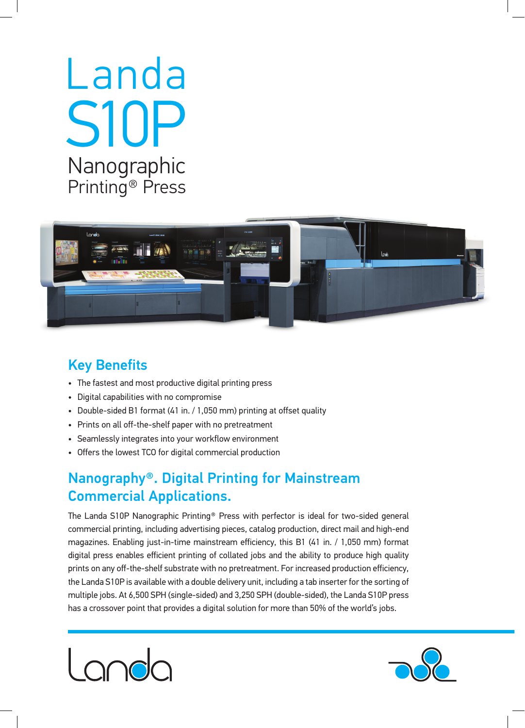# Landa S10P

## Nanographic Printing® Press

## Key Benefits

- The fastest and most productive digital printing press
- Digital capabilities with no compromise
- Double-sided B1 format (41 in. / 1,050 mm) printing at offset quality
- Prints on all off-the-shelf paper with no pretreatment
- Seamlessly integrates into your workflow environment
- Offers the lowest TCO for digital commercial production

## Nanography®. Digital Printing for Mainstream Commercial Applications.

The Landa S10P Nanographic Printing® Press with perfector is ideal for two-sided general commercial printing, including advertising pieces, catalog production, direct mail and high-end magazines. Enabling just-in-time mainstream efficiency, this B1 (41 in. / 1,050 mm) format digital press enables efficient printing of collated jobs and the ability to produce high quality prints on any off-the-shelf substrate with no pretreatment. For increased production efficiency, the Landa S10P is available with a double delivery unit, including a tab inserter for the sorting of multiple jobs. At 6,500 SPH (single-sided) and 3,250 SPH (double-sided), the Landa S10P press has a crossover point that provides a digital solution for more than 50% of the world's jobs.

Landa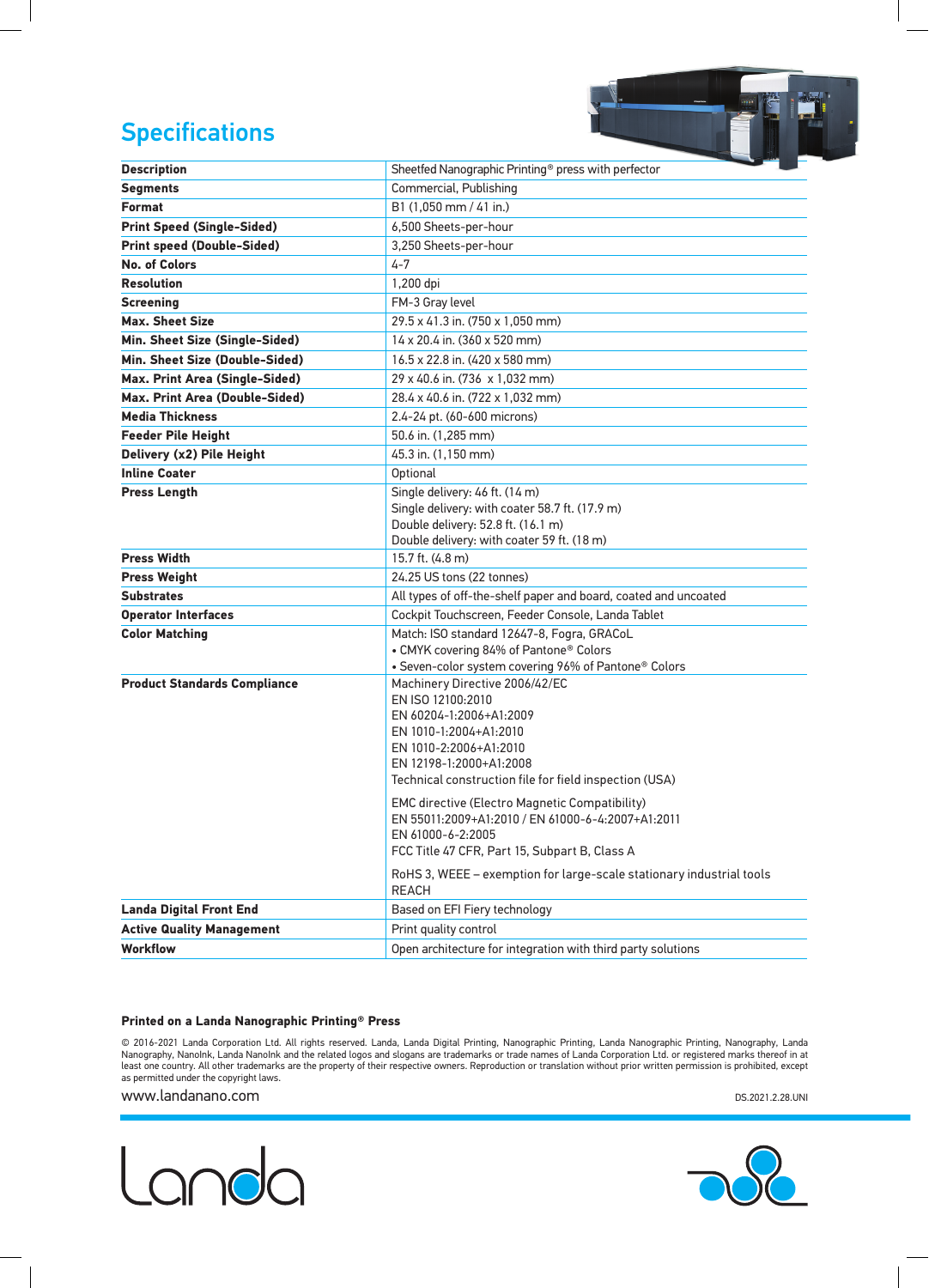# Specifications

| | |
|---|---|
| **Description** | Sheetfed Nanographic Printing® press with perfector |
| **Segments** | Commercial, Publishing |
| **Format** | B1 (1,050 mm / 41 in.) |
| **Print Speed (Single-Sided)** | 6,500 Sheets-per-hour |
| **Print speed (Double-Sided)** | 3,250 Sheets-per-hour |
| **No. of Colors** | 4-7 |
| **Resolution** | 1,200 dpi |
| **Screening** | FM-3 Gray level |
| **Max. Sheet Size** | 29.5 x 41.3 in. (750 x 1,050 mm) |
| **Min. Sheet Size (Single-Sided)** | 14 x 20.4 in. (360 x 520 mm) |
| **Min. Sheet Size (Double-Sided)** | 16.5 x 22.8 in. (420 x 580 mm) |
| **Max. Print Area (Single-Sided)** | 29 x 40.6 in. (736 x 1,032 mm) |
| **Max. Print Area (Double-Sided)** | 28.4 x 40.6 in. (722 x 1,032 mm) |
| **Media Thickness** | 2.4-24 pt. (60-600 microns) |
| **Feeder Pile Height** | 50.6 in. (1,285 mm) |
| **Delivery (x2) Pile Height** | 45.3 in. (1,150 mm) |
| **Inline Coater** | Optional |
| **Press Length** | Single delivery: 46 ft. (14 m)<br>Single delivery: with coater 58.7 ft. (17.9 m)<br>Double delivery: 52.8 ft. (16.1 m)<br>Double delivery: with coater 59 ft. (18 m) |
| **Press Width** | 15.7 ft. (4.8 m) |
| **Press Weight** | 24.25 US tons (22 tonnes) |
| **Substrates** | All types of off-the-shelf paper and board, coated and uncoated |
| **Operator Interfaces** | Cockpit Touchscreen, Feeder Console, Landa Tablet |
| **Color Matching** | Match: ISO standard 12647-8, Fogra, GRACoL<br>• CMYK covering 84% of Pantone® Colors<br>• Seven-color system covering 96% of Pantone® Colors |
| **Product Standards Compliance** | Machinery Directive 2006/42/EC<br>EN ISO 12100:2010<br>EN 60204-1:2006+A1:2009<br>EN 1010-1:2004+A1:2010<br>EN 1010-2:2006+A1:2010<br>EN 12198-1:2000+A1:2008<br>Technical construction file for field inspection (USA)<br><br>EMC directive (Electro Magnetic Compatibility)<br>EN 55011:2009+A1:2010 / EN 61000-6-4:2007+A1:2011<br>EN 61000-6-2:2005<br>FCC Title 47 CFR, Part 15, Subpart B, Class A<br><br>RoHS 3, WEEE – exemption for large-scale stationary industrial tools<br>REACH |
| **Landa Digital Front End** | Based on EFI Fiery technology |
| **Active Quality Management** | Print quality control |
| **Workflow** | Open architecture for integration with third party solutions |

**Printed on a Landa Nanographic Printing® Press**

© 2016-2021 Landa Corporation Ltd. All rights reserved. Landa, Landa Digital Printing, Nanographic Printing, Landa Nanographic Printing, Nanography, Landa Nanography, NanoInk, Landa NanoInk and the related logos and slogans are trademarks or trade names of Landa Corporation Ltd. or registered marks thereof in at least one country. All other trademarks are the property of their respective owners. Reproduction or translation without prior written permission is prohibited, except as permitted under the copyright laws.

www.landanano.com

DS.2021.2.28.UNI

Landa